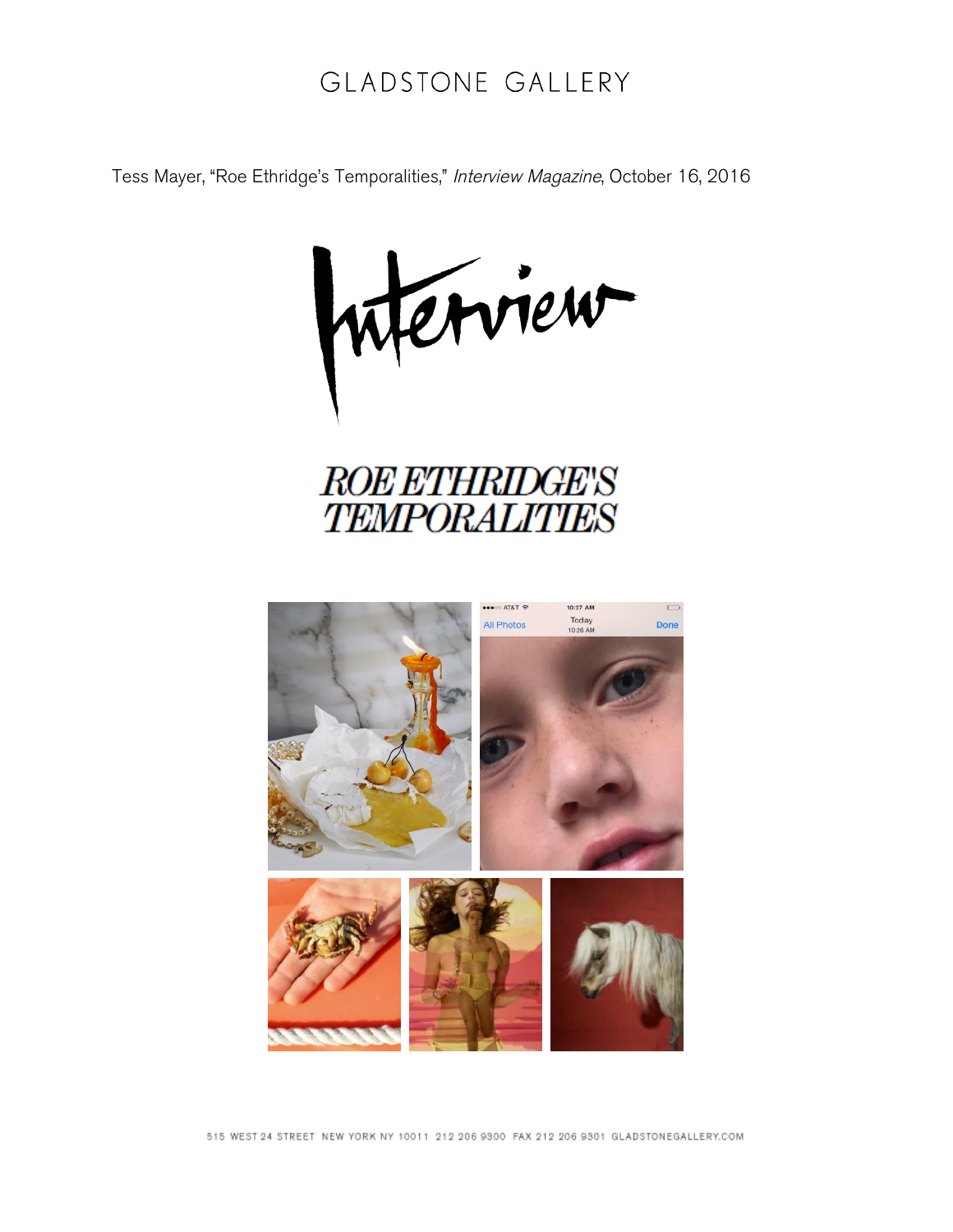GLADSTONE GALLERY

Tess Mayer, "Roe Ethridge's Temporalities," *Interview Magazine*, October 16, 2016

Interview

# ROE ETHRIDGE'S TEMPORALITIES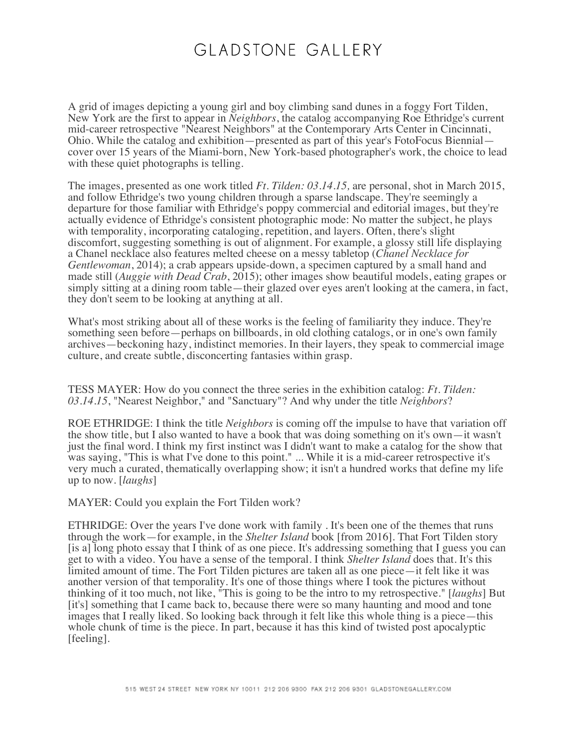# GLADSTONE GALLERY

A grid of images depicting a young girl and boy climbing sand dunes in a foggy Fort Tilden, New York are the first to appear in *Neighbors*, the catalog accompanying Roe Ethridge's current mid-career retrospective "Nearest Neighbors" at the Contemporary Arts Center in Cincinnati, Ohio. While the catalog and exhibition—presented as part of this year's FotoFocus Biennial—cover over 15 years of the Miami-born, New York-based photographer's work, the choice to lead with these quiet photographs is telling.

The images, presented as one work titled *Ft. Tilden: 03.14.15,* are personal, shot in March 2015, and follow Ethridge's two young children through a sparse landscape. They're seemingly a departure for those familiar with Ethridge's poppy commercial and editorial images, but they're actually evidence of Ethridge's consistent photographic mode: No matter the subject, he plays with temporality, incorporating cataloging, repetition, and layers. Often, there's slight discomfort, suggesting something is out of alignment. For example, a glossy still life displaying a Chanel necklace also features melted cheese on a messy tabletop (*Chanel Necklace for Gentlewoman*, 2014); a crab appears upside-down, a specimen captured by a small hand and made still (*Auggie with Dead Crab*, 2015); other images show beautiful models, eating grapes or simply sitting at a dining room table—their glazed over eyes aren't looking at the camera, in fact, they don't seem to be looking at anything at all.

What's most striking about all of these works is the feeling of familiarity they induce. They're something seen before—perhaps on billboards, in old clothing catalogs, or in one's own family archives—beckoning hazy, indistinct memories. In their layers, they speak to commercial image culture, and create subtle, disconcerting fantasies within grasp.

TESS MAYER: How do you connect the three series in the exhibition catalog: *Ft. Tilden: 03.14.15*, "Nearest Neighbor," and "Sanctuary"? And why under the title *Neighbors*?

ROE ETHRIDGE: I think the title *Neighbors* is coming off the impulse to have that variation off the show title, but I also wanted to have a book that was doing something on it's own—it wasn't just the final word. I think my first instinct was I didn't want to make a catalog for the show that was saying, "This is what I've done to this point." ... While it is a mid-career retrospective it's very much a curated, thematically overlapping show; it isn't a hundred works that define my life up to now. [*laughs*]

MAYER: Could you explain the Fort Tilden work?

ETHRIDGE: Over the years I've done work with family . It's been one of the themes that runs through the work—for example, in the *Shelter Island* book [from 2016]. That Fort Tilden story [is a] long photo essay that I think of as one piece. It's addressing something that I guess you can get to with a video. You have a sense of the temporal. I think *Shelter Island* does that. It's this limited amount of time. The Fort Tilden pictures are taken all as one piece—it felt like it was another version of that temporality. It's one of those things where I took the pictures without thinking of it too much, not like, "This is going to be the intro to my retrospective." [*laughs*] But [it's] something that I came back to, because there were so many haunting and mood and tone images that I really liked. So looking back through it felt like this whole thing is a piece—this whole chunk of time is the piece. In part, because it has this kind of twisted post apocalyptic [feeling].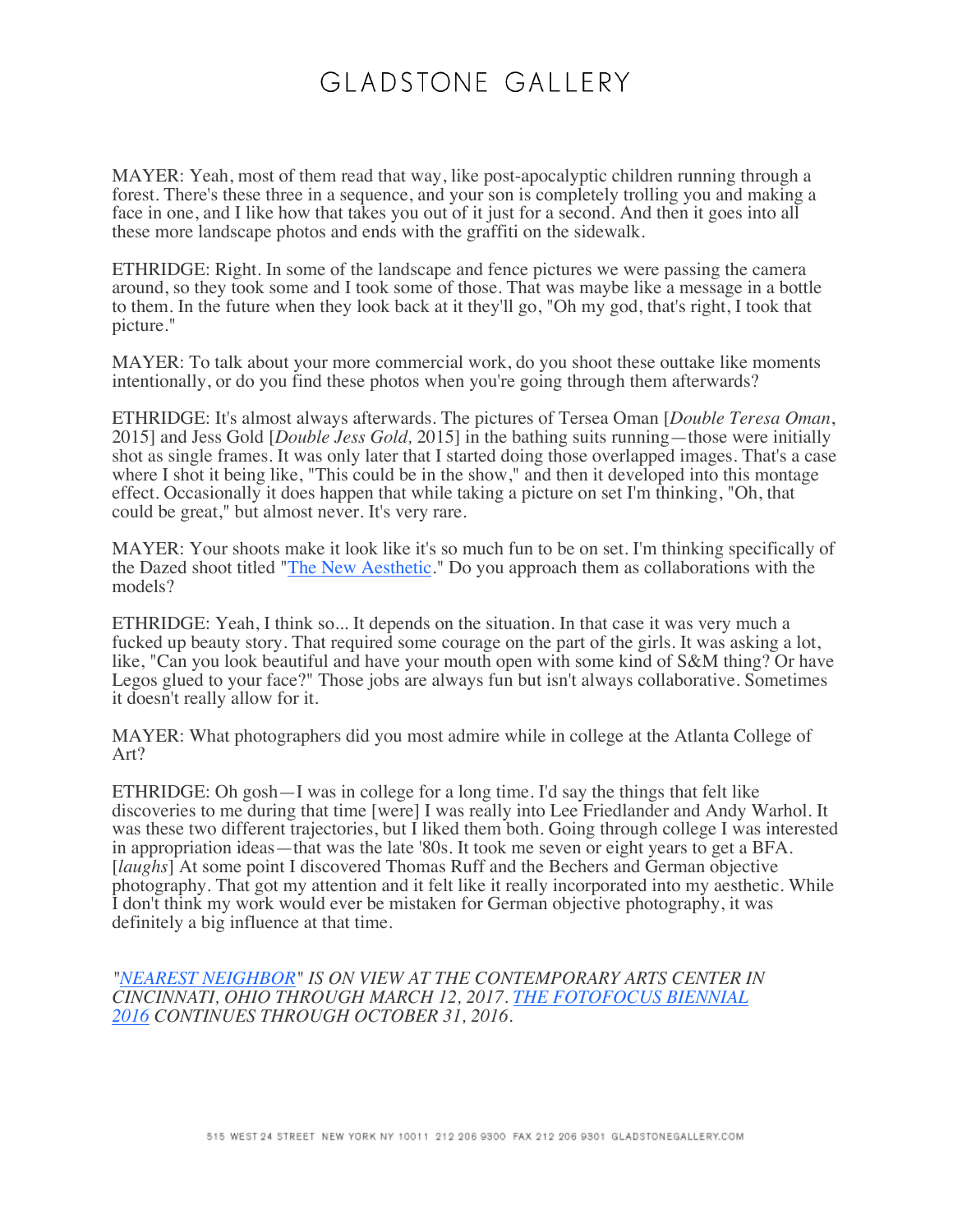MAYER: Yeah, most of them read that way, like post-apocalyptic children running through a forest. There's these three in a sequence, and your son is completely trolling you and making a face in one, and I like how that takes you out of it just for a second. And then it goes into all these more landscape photos and ends with the graffiti on the sidewalk.

ETHRIDGE: Right. In some of the landscape and fence pictures we were passing the camera around, so they took some and I took some of those. That was maybe like a message in a bottle to them. In the future when they look back at it they'll go, "Oh my god, that's right, I took that picture."

MAYER: To talk about your more commercial work, do you shoot these outtake like moments intentionally, or do you find these photos when you're going through them afterwards?

ETHRIDGE: It's almost always afterwards. The pictures of Tersea Oman [*Double Teresa Oman*, 2015] and Jess Gold [*Double Jess Gold,* 2015] in the bathing suits running—those were initially shot as single frames. It was only later that I started doing those overlapped images. That's a case where I shot it being like, "This could be in the show," and then it developed into this montage effect. Occasionally it does happen that while taking a picture on set I'm thinking, "Oh, that could be great," but almost never. It's very rare.

MAYER: Your shoots make it look like it's so much fun to be on set. I'm thinking specifically of the Dazed shoot titled "The New Aesthetic." Do you approach them as collaborations with the models?

ETHRIDGE: Yeah, I think so... It depends on the situation. In that case it was very much a fucked up beauty story. That required some courage on the part of the girls. It was asking a lot, like, "Can you look beautiful and have your mouth open with some kind of S&M thing? Or have Legos glued to your face?" Those jobs are always fun but isn't always collaborative. Sometimes it doesn't really allow for it.

MAYER: What photographers did you most admire while in college at the Atlanta College of Art?

ETHRIDGE: Oh gosh—I was in college for a long time. I'd say the things that felt like discoveries to me during that time [were] I was really into Lee Friedlander and Andy Warhol. It was these two different trajectories, but I liked them both. Going through college I was interested in appropriation ideas—that was the late '80s. It took me seven or eight years to get a BFA. [*laughs*] At some point I discovered Thomas Ruff and the Bechers and German objective photography. That got my attention and it felt like it really incorporated into my aesthetic. While I don't think my work would ever be mistaken for German objective photography, it was definitely a big influence at that time.

*"NEAREST NEIGHBOR" IS ON VIEW AT THE CONTEMPORARY ARTS CENTER IN CINCINNATI, OHIO THROUGH MARCH 12, 2017. THE FOTOFOCUS BIENNIAL 2016 CONTINUES THROUGH OCTOBER 31, 2016.*